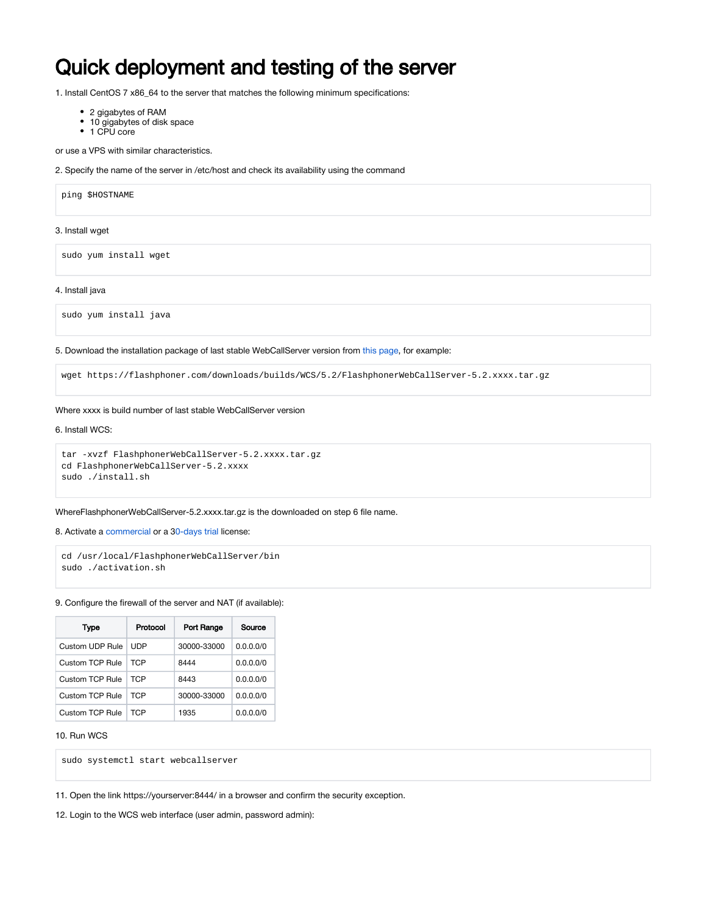# Quick deployment and testing of the server

1. Install CentOS 7 x86_64 to the server that matches the following minimum specifications:

- 2 gigabytes of RAM
- 10 gigabytes of disk space
- 1 CPU core

or use a VPS with similar characteristics.

2. Specify the name of the server in /etc/host and check its availability using the command

```
ping $HOSTNAME
```

3. Install wget

```
sudo yum install wget
```

4. Install java

```
sudo yum install java
```

5. Download the installation package of last stable WebCallServer version from this page, for example:

```
wget https://flashphoner.com/downloads/builds/WCS/5.2/FlashphonerWebCallServer-5.2.xxxx.tar.gz
```

Where xxxx is build number of last stable WebCallServer version

6. Install WCS:

```
tar -xvzf FlashphonerWebCallServer-5.2.xxxx.tar.gz
cd FlashphonerWebCallServer-5.2.xxxx
sudo ./install.sh
```

WhereFlashphonerWebCallServer-5.2.xxxx.tar.gz is the downloaded on step 6 file name.

8. Activate a commercial or a 30-days trial license:

```
cd /usr/local/FlashphonerWebCallServer/bin
sudo ./activation.sh
```

9. Configure the firewall of the server and NAT (if available):

| Type | Protocol | Port Range | Source |
|---|---|---|---|
| Custom UDP Rule | UDP | 30000-33000 | 0.0.0.0/0 |
| Custom TCP Rule | TCP | 8444 | 0.0.0.0/0 |
| Custom TCP Rule | TCP | 8443 | 0.0.0.0/0 |
| Custom TCP Rule | TCP | 30000-33000 | 0.0.0.0/0 |
| Custom TCP Rule | TCP | 1935 | 0.0.0.0/0 |

10. Run WCS

```
sudo systemctl start webcallserver
```

11. Open the link https://yourserver:8444/ in a browser and confirm the security exception.

12. Login to the WCS web interface (user admin, password admin):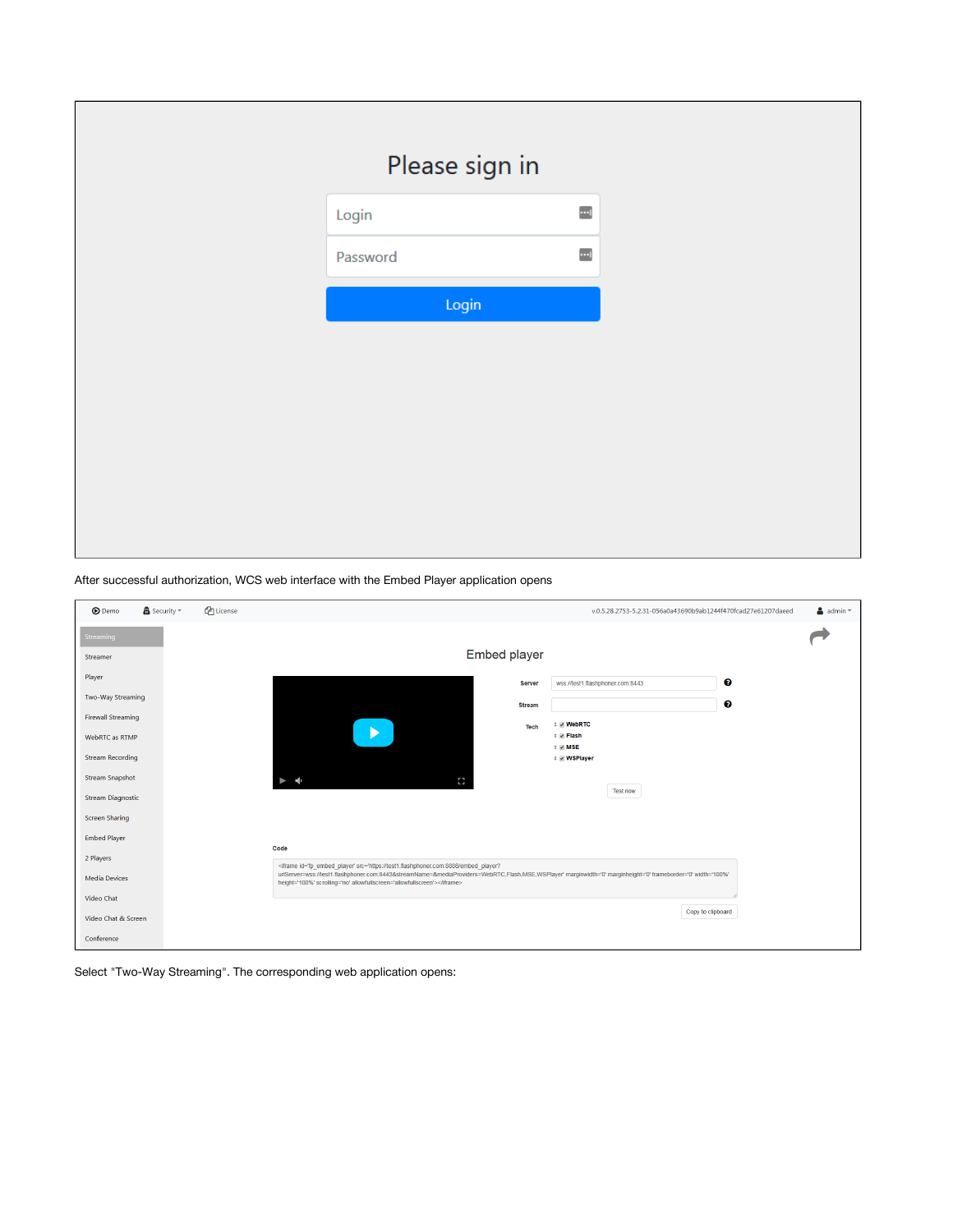After successful authorization, WCS web interface with the Embed Player application opens

Select "Two-Way Streaming". The corresponding web application opens: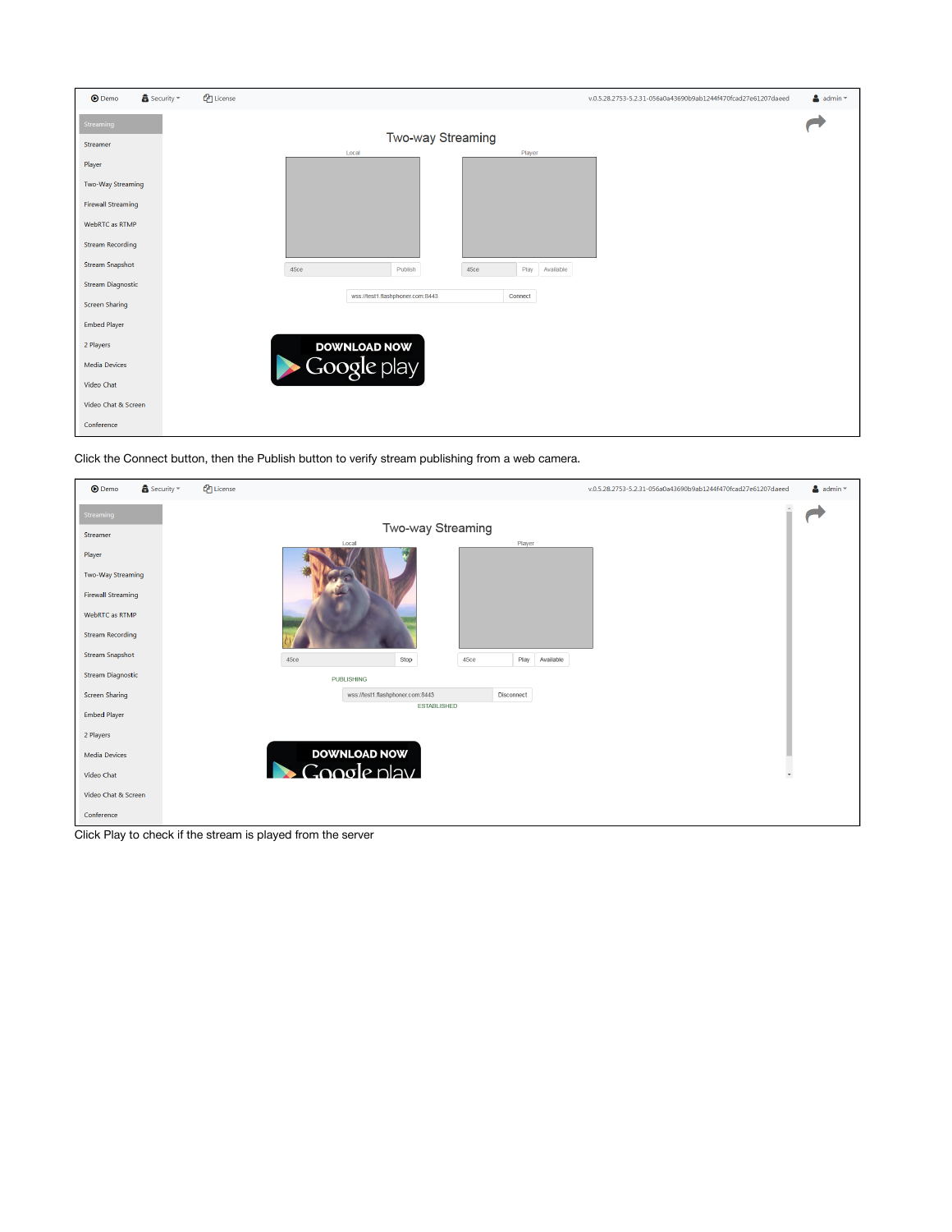Click the Connect button, then the Publish button to verify stream publishing from a web camera.

Click Play to check if the stream is played from the server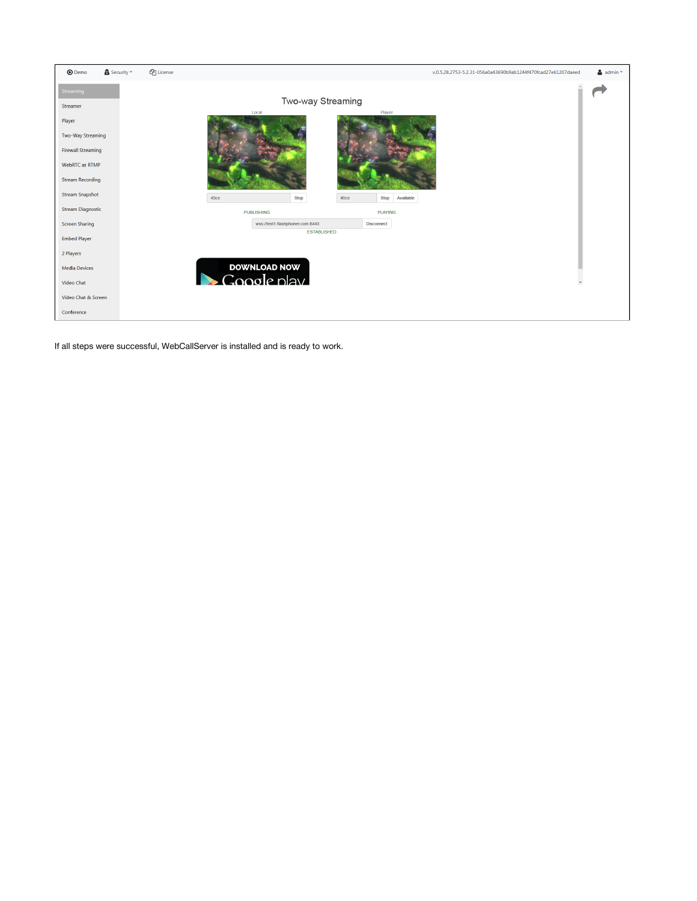If all steps were successful, WebCallServer is installed and is ready to work.